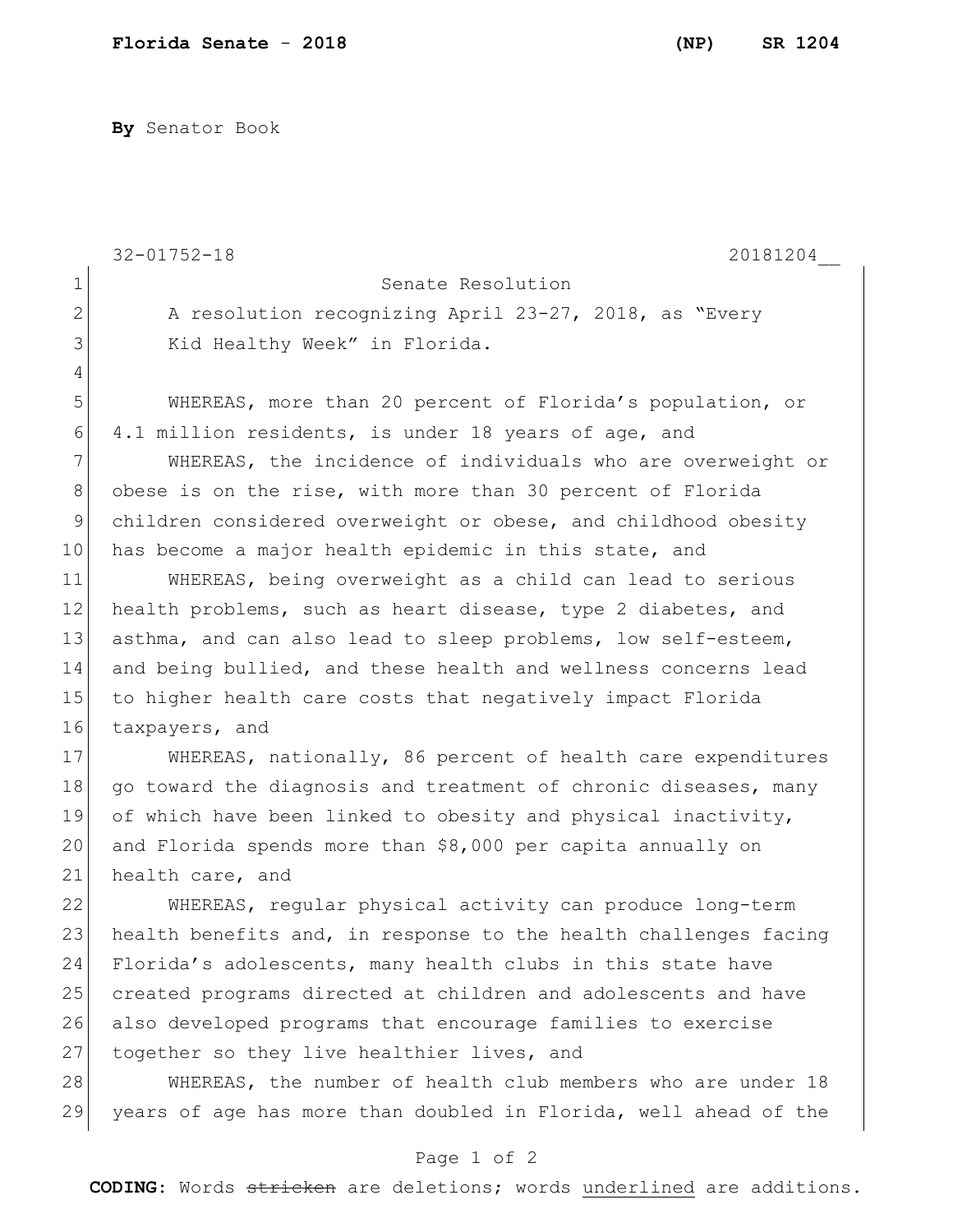By Senator Book

32-01752-18 20181204__

Senate Resolution

A resolution recognizing April 23-27, 2018, as "Every Kid Healthy Week" in Florida.

WHEREAS, more than 20 percent of Florida's population, or 4.1 million residents, is under 18 years of age, and

WHEREAS, the incidence of individuals who are overweight or obese is on the rise, with more than 30 percent of Florida children considered overweight or obese, and childhood obesity has become a major health epidemic in this state, and

WHEREAS, being overweight as a child can lead to serious health problems, such as heart disease, type 2 diabetes, and asthma, and can also lead to sleep problems, low self-esteem, and being bullied, and these health and wellness concerns lead to higher health care costs that negatively impact Florida taxpayers, and

WHEREAS, nationally, 86 percent of health care expenditures go toward the diagnosis and treatment of chronic diseases, many of which have been linked to obesity and physical inactivity, and Florida spends more than $8,000 per capita annually on health care, and

WHEREAS, regular physical activity can produce long-term health benefits and, in response to the health challenges facing Florida's adolescents, many health clubs in this state have created programs directed at children and adolescents and have also developed programs that encourage families to exercise together so they live healthier lives, and

WHEREAS, the number of health club members who are under 18 years of age has more than doubled in Florida, well ahead of the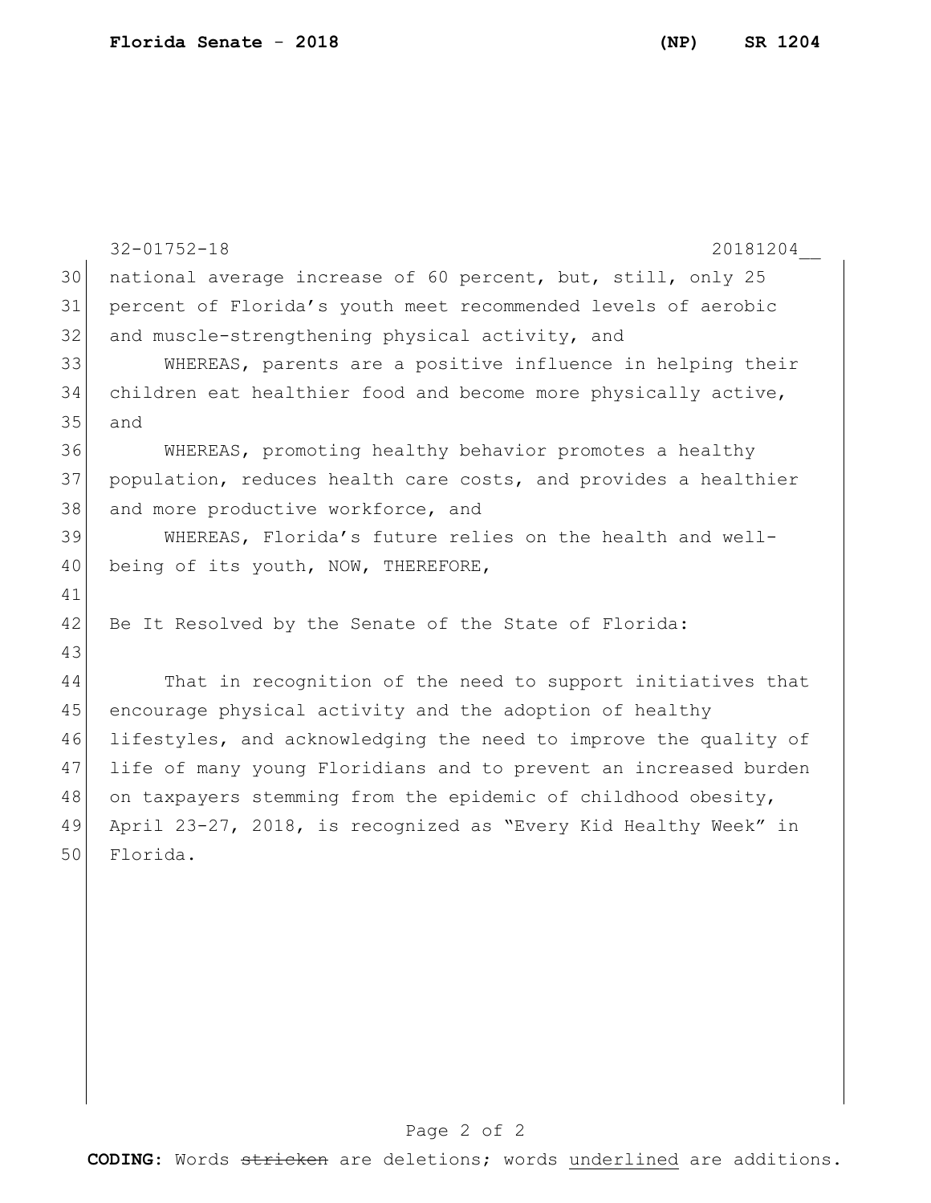national average increase of 60 percent, but, still, only 25 percent of Florida's youth meet recommended levels of aerobic and muscle-strengthening physical activity, and

WHEREAS, parents are a positive influence in helping their children eat healthier food and become more physically active, and

WHEREAS, promoting healthy behavior promotes a healthy population, reduces health care costs, and provides a healthier and more productive workforce, and

WHEREAS, Florida's future relies on the health and well-being of its youth, NOW, THEREFORE,

Be It Resolved by the Senate of the State of Florida:

That in recognition of the need to support initiatives that encourage physical activity and the adoption of healthy lifestyles, and acknowledging the need to improve the quality of life of many young Floridians and to prevent an increased burden on taxpayers stemming from the epidemic of childhood obesity, April 23-27, 2018, is recognized as "Every Kid Healthy Week" in Florida.